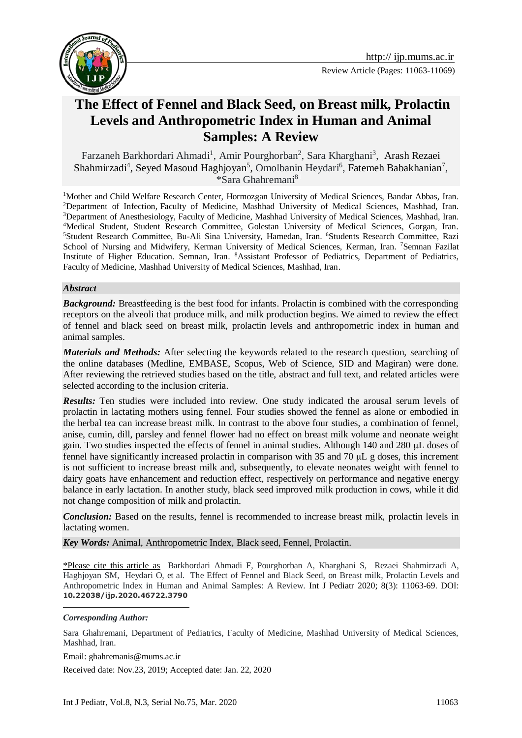Review Article (Pages: 11063-11069)

# The Effect of Fennel and Black Seed, on Breast milk, Prolactin Levels and Anthropometric Index in Human and Animal Samples: A Review

Farzaneh Barkhordari Ahmadi[1], Amir Pourghorban[2], Sara Kharghani[3], Arash Rezaei Shahmirzadi[4], Seyed Masoud Haghjoyan[5], Omolbanin Heydari[6], Fatemeh Babakhanian[7], *Sara Ghahremani[8]

[1]Mother and Child Welfare Research Center, Hormozgan University of Medical Sciences, Bandar Abbas, Iran. [2]Department of Infection, Faculty of Medicine, Mashhad University of Medical Sciences, Mashhad, Iran. [3]Department of Anesthesiology, Faculty of Medicine, Mashhad University of Medical Sciences, Mashhad, Iran. [4]Medical Student, Student Research Committee, Golestan University of Medical Sciences, Gorgan, Iran. [5]Student Research Committee, Bu-Ali Sina University, Hamedan, Iran. [6]Students Research Committee, Razi School of Nursing and Midwifery, Kerman University of Medical Sciences, Kerman, Iran. [7]Semnan Fazilat Institute of Higher Education. Semnan, Iran. [8]Assistant Professor of Pediatrics, Department of Pediatrics, Faculty of Medicine, Mashhad University of Medical Sciences, Mashhad, Iran.

### *Abstract*

***Background:*** Breastfeeding is the best food for infants. Prolactin is combined with the corresponding receptors on the alveoli that produce milk, and milk production begins. We aimed to review the effect of fennel and black seed on breast milk, prolactin levels and anthropometric index in human and animal samples.

***Materials and Methods:*** After selecting the keywords related to the research question, searching of the online databases (Medline, EMBASE, Scopus, Web of Science, SID and Magiran) were done. After reviewing the retrieved studies based on the title, abstract and full text, and related articles were selected according to the inclusion criteria.

***Results:*** Ten studies were included into review. One study indicated the arousal serum levels of prolactin in lactating mothers using fennel. Four studies showed the fennel as alone or embodied in the herbal tea can increase breast milk. In contrast to the above four studies, a combination of fennel, anise, cumin, dill, parsley and fennel flower had no effect on breast milk volume and neonate weight gain. Two studies inspected the effects of fennel in animal studies. Although 140 and 280 μL doses of fennel have significantly increased prolactin in comparison with 35 and 70 μL g doses, this increment is not sufficient to increase breast milk and, subsequently, to elevate neonates weight with fennel to dairy goats have enhancement and reduction effect, respectively on performance and negative energy balance in early lactation. In another study, black seed improved milk production in cows, while it did not change composition of milk and prolactin.

***Conclusion:*** Based on the results, fennel is recommended to increase breast milk, prolactin levels in lactating women.

***Key Words:*** Animal, Anthropometric Index, Black seed, Fennel, Prolactin.

*Please cite this article as Barkhordari Ahmadi F, Pourghorban A, Kharghani S, Rezaei Shahmirzadi A, Haghjoyan SM, Heydari O, et al. The Effect of Fennel and Black Seed, on Breast milk, Prolactin Levels and Anthropometric Index in Human and Animal Samples: A Review. Int J Pediatr 2020; 8(3): 11063-69. DOI: **10.22038/ijp.2020.46722.3790**

***Corresponding Author:***

Sara Ghahremani, Department of Pediatrics, Faculty of Medicine, Mashhad University of Medical Sciences, Mashhad, Iran.

Email: ghahremanis@mums.ac.ir

Received date: Nov.23, 2019; Accepted date: Jan. 22, 2020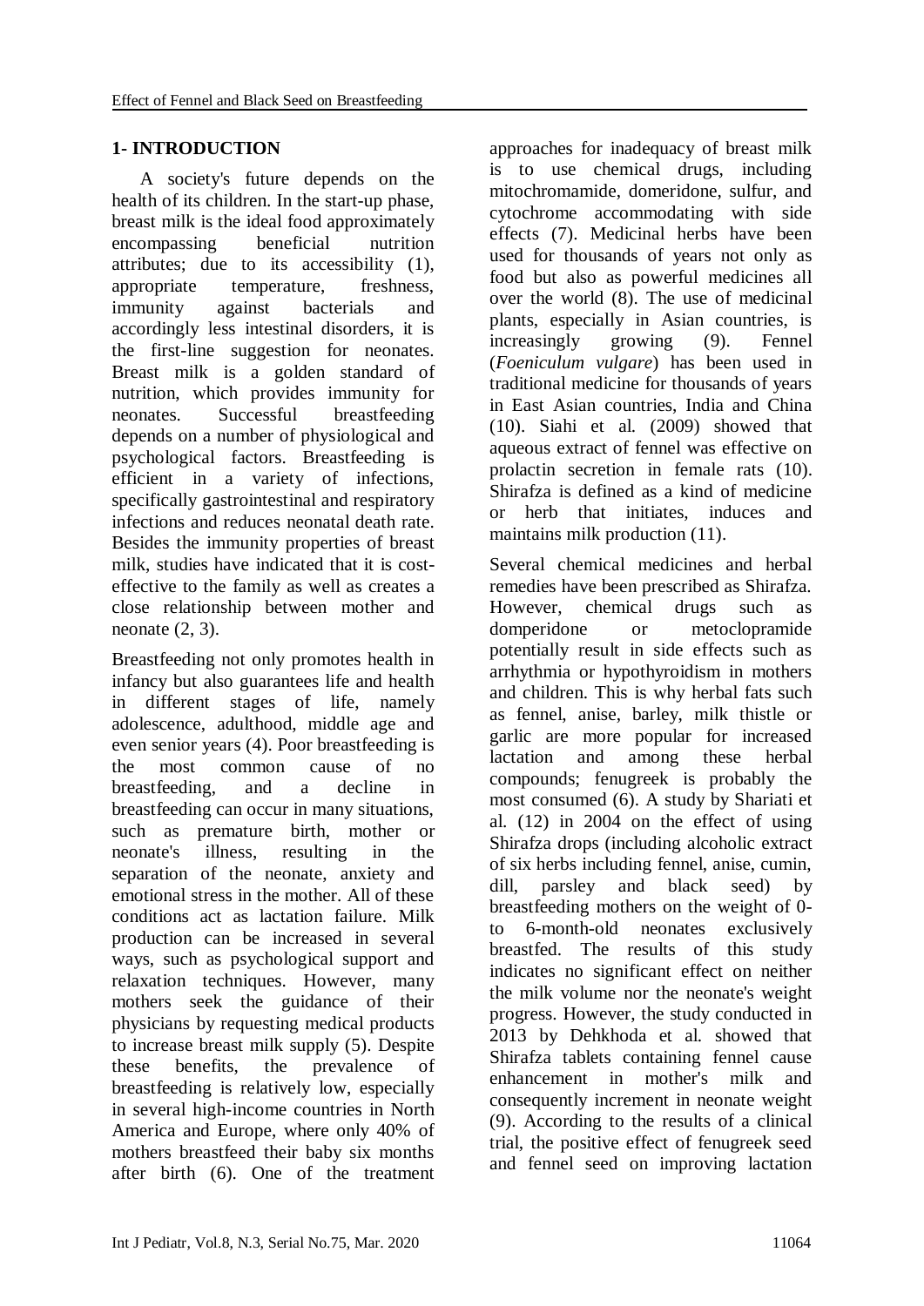## 1- INTRODUCTION

A society's future depends on the health of its children. In the start-up phase, breast milk is the ideal food approximately encompassing beneficial nutrition attributes; due to its accessibility (1), appropriate temperature, freshness, immunity against bacterials and accordingly less intestinal disorders, it is the first-line suggestion for neonates. Breast milk is a golden standard of nutrition, which provides immunity for neonates. Successful breastfeeding depends on a number of physiological and psychological factors. Breastfeeding is efficient in a variety of infections, specifically gastrointestinal and respiratory infections and reduces neonatal death rate. Besides the immunity properties of breast milk, studies have indicated that it is cost-effective to the family as well as creates a close relationship between mother and neonate (2, 3).

Breastfeeding not only promotes health in infancy but also guarantees life and health in different stages of life, namely adolescence, adulthood, middle age and even senior years (4). Poor breastfeeding is the most common cause of no breastfeeding, and a decline in breastfeeding can occur in many situations, such as premature birth, mother or neonate's illness, resulting in the separation of the neonate, anxiety and emotional stress in the mother. All of these conditions act as lactation failure. Milk production can be increased in several ways, such as psychological support and relaxation techniques. However, many mothers seek the guidance of their physicians by requesting medical products to increase breast milk supply (5). Despite these benefits, the prevalence of breastfeeding is relatively low, especially in several high-income countries in North America and Europe, where only 40% of mothers breastfeed their baby six months after birth (6). One of the treatment approaches for inadequacy of breast milk is to use chemical drugs, including mitochromamide, domeridone, sulfur, and cytochrome accommodating with side effects (7). Medicinal herbs have been used for thousands of years not only as food but also as powerful medicines all over the world (8). The use of medicinal plants, especially in Asian countries, is increasingly growing (9). Fennel (*Foeniculum vulgare*) has been used in traditional medicine for thousands of years in East Asian countries, India and China (10). Siahi et al. (2009) showed that aqueous extract of fennel was effective on prolactin secretion in female rats (10). Shirafza is defined as a kind of medicine or herb that initiates, induces and maintains milk production (11).

Several chemical medicines and herbal remedies have been prescribed as Shirafza. However, chemical drugs such as domperidone or metoclopramide potentially result in side effects such as arrhythmia or hypothyroidism in mothers and children. This is why herbal fats such as fennel, anise, barley, milk thistle or garlic are more popular for increased lactation and among these herbal compounds; fenugreek is probably the most consumed (6). A study by Shariati et al. (12) in 2004 on the effect of using Shirafza drops (including alcoholic extract of six herbs including fennel, anise, cumin, dill, parsley and black seed) by breastfeeding mothers on the weight of 0- to 6-month-old neonates exclusively breastfed. The results of this study indicates no significant effect on neither the milk volume nor the neonate's weight progress. However, the study conducted in 2013 by Dehkhoda et al. showed that Shirafza tablets containing fennel cause enhancement in mother's milk and consequently increment in neonate weight (9). According to the results of a clinical trial, the positive effect of fenugreek seed and fennel seed on improving lactation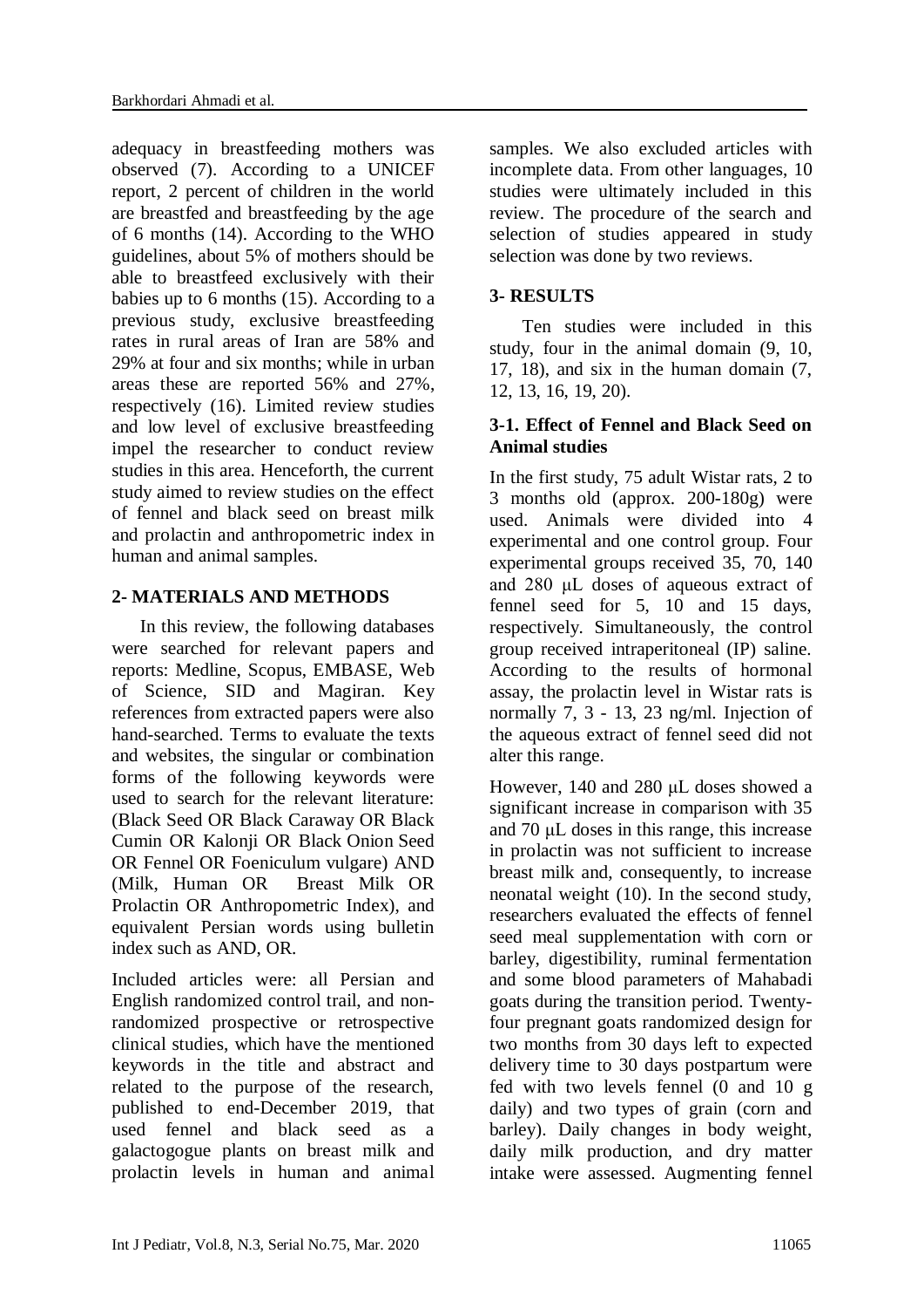adequacy in breastfeeding mothers was observed (7). According to a UNICEF report, 2 percent of children in the world are breastfed and breastfeeding by the age of 6 months (14). According to the WHO guidelines, about 5% of mothers should be able to breastfeed exclusively with their babies up to 6 months (15). According to a previous study, exclusive breastfeeding rates in rural areas of Iran are 58% and 29% at four and six months; while in urban areas these are reported 56% and 27%, respectively (16). Limited review studies and low level of exclusive breastfeeding impel the researcher to conduct review studies in this area. Henceforth, the current study aimed to review studies on the effect of fennel and black seed on breast milk and prolactin and anthropometric index in human and animal samples.

## 2- MATERIALS AND METHODS

In this review, the following databases were searched for relevant papers and reports: Medline, Scopus, EMBASE, Web of Science, SID and Magiran. Key references from extracted papers were also hand-searched. Terms to evaluate the texts and websites, the singular or combination forms of the following keywords were used to search for the relevant literature: (Black Seed OR Black Caraway OR Black Cumin OR Kalonji OR Black Onion Seed OR Fennel OR Foeniculum vulgare) AND (Milk, Human OR Breast Milk OR Prolactin OR Anthropometric Index), and equivalent Persian words using bulletin index such as AND, OR.

Included articles were: all Persian and English randomized control trail, and non-randomized prospective or retrospective clinical studies, which have the mentioned keywords in the title and abstract and related to the purpose of the research, published to end-December 2019, that used fennel and black seed as a galactogogue plants on breast milk and prolactin levels in human and animal samples. We also excluded articles with incomplete data. From other languages, 10 studies were ultimately included in this review. The procedure of the search and selection of studies appeared in study selection was done by two reviews.

## 3- RESULTS

Ten studies were included in this study, four in the animal domain (9, 10, 17, 18), and six in the human domain (7, 12, 13, 16, 19, 20).

### 3-1. Effect of Fennel and Black Seed on Animal studies

In the first study, 75 adult Wistar rats, 2 to 3 months old (approx. 200-180g) were used. Animals were divided into 4 experimental and one control group. Four experimental groups received 35, 70, 140 and 280 μL doses of aqueous extract of fennel seed for 5, 10 and 15 days, respectively. Simultaneously, the control group received intraperitoneal (IP) saline. According to the results of hormonal assay, the prolactin level in Wistar rats is normally 7, 3 - 13, 23 ng/ml. Injection of the aqueous extract of fennel seed did not alter this range.

However, 140 and 280 μL doses showed a significant increase in comparison with 35 and 70 μL doses in this range, this increase in prolactin was not sufficient to increase breast milk and, consequently, to increase neonatal weight (10). In the second study, researchers evaluated the effects of fennel seed meal supplementation with corn or barley, digestibility, ruminal fermentation and some blood parameters of Mahabadi goats during the transition period. Twenty-four pregnant goats randomized design for two months from 30 days left to expected delivery time to 30 days postpartum were fed with two levels fennel (0 and 10 g daily) and two types of grain (corn and barley). Daily changes in body weight, daily milk production, and dry matter intake were assessed. Augmenting fennel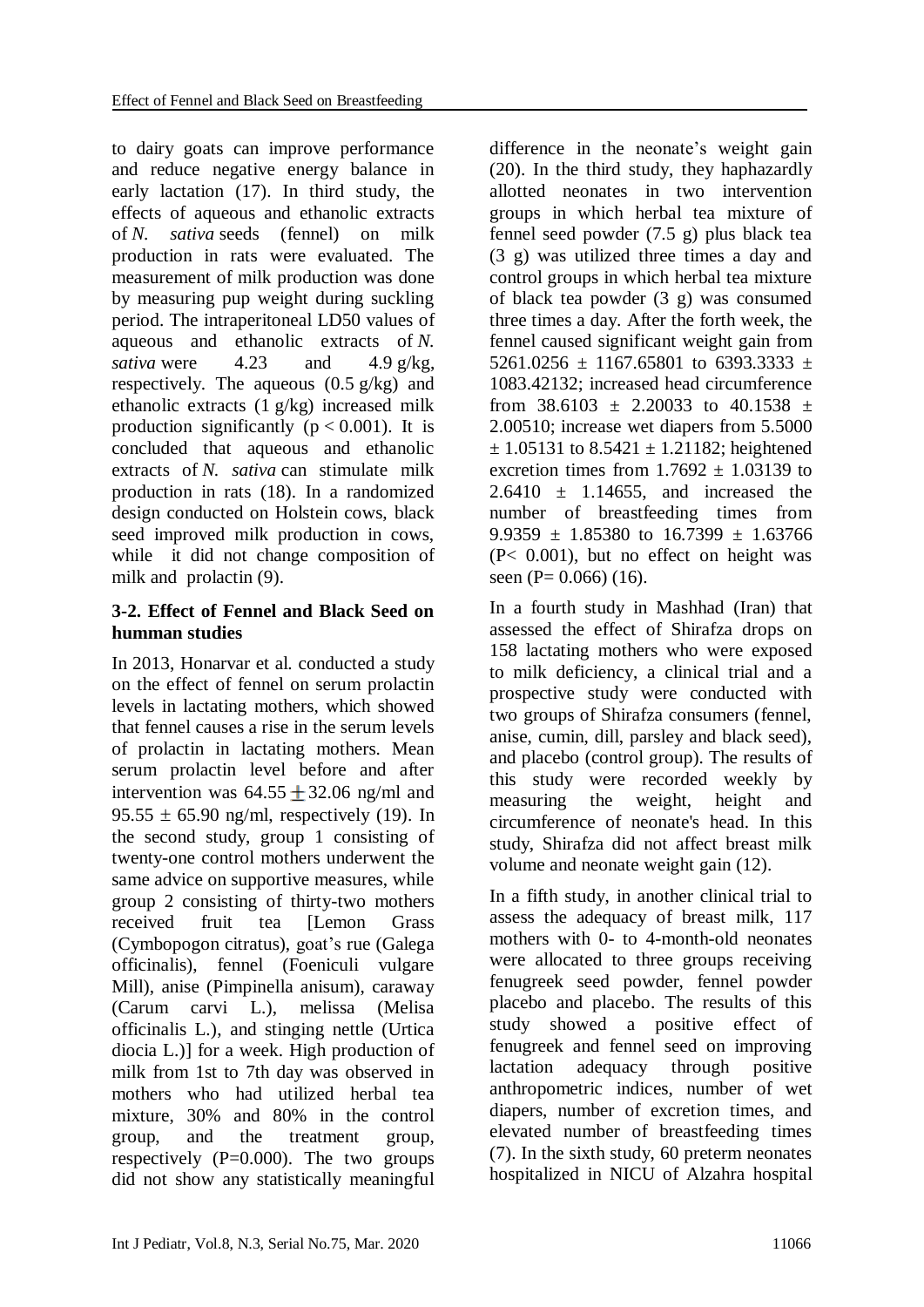to dairy goats can improve performance and reduce negative energy balance in early lactation (17). In third study, the effects of aqueous and ethanolic extracts of *N. sativa* seeds (fennel) on milk production in rats were evaluated. The measurement of milk production was done by measuring pup weight during suckling period. The intraperitoneal LD50 values of aqueous and ethanolic extracts of *N. sativa* were 4.23 and 4.9 g/kg, respectively. The aqueous (0.5 g/kg) and ethanolic extracts (1 g/kg) increased milk production significantly ($p < 0.001$). It is concluded that aqueous and ethanolic extracts of *N. sativa* can stimulate milk production in rats (18). In a randomized design conducted on Holstein cows, black seed improved milk production in cows, while it did not change composition of milk and prolactin (9).

### 3-2. Effect of Fennel and Black Seed on humman studies

In 2013, Honarvar et al. conducted a study on the effect of fennel on serum prolactin levels in lactating mothers, which showed that fennel causes a rise in the serum levels of prolactin in lactating mothers. Mean serum prolactin level before and after intervention was $64.55 \pm 32.06$ ng/ml and $95.55 \pm 65.90$ ng/ml, respectively (19). In the second study, group 1 consisting of twenty-one control mothers underwent the same advice on supportive measures, while group 2 consisting of thirty-two mothers received fruit tea [Lemon Grass (Cymbopogon citratus), goat's rue (Galega officinalis), fennel (Foeniculi vulgare Mill), anise (Pimpinella anisum), caraway (Carum carvi L.), melissa (Melisa officinalis L.), and stinging nettle (Urtica diocia L.)] for a week. High production of milk from 1st to 7th day was observed in mothers who had utilized herbal tea mixture, 30% and 80% in the control group, and the treatment group, respectively (P=0.000). The two groups did not show any statistically meaningful difference in the neonate's weight gain (20). In the third study, they haphazardly allotted neonates in two intervention groups in which herbal tea mixture of fennel seed powder (7.5 g) plus black tea (3 g) was utilized three times a day and control groups in which herbal tea mixture of black tea powder (3 g) was consumed three times a day. After the forth week, the fennel caused significant weight gain from $5261.0256 \pm 1167.65801$ to $6393.3333 \pm 1083.42132$; increased head circumference from $38.6103 \pm 2.20033$ to $40.1538 \pm 2.00510$; increase wet diapers from $5.5000 \pm 1.05131$ to $8.5421 \pm 1.21182$; heightened excretion times from $1.7692 \pm 1.03139$ to $2.6410 \pm 1.14655$, and increased the number of breastfeeding times from $9.9359 \pm 1.85380$ to $16.7399 \pm 1.63766$ ($P< 0.001$), but no effect on height was seen ($P= 0.066$) (16).

In a fourth study in Mashhad (Iran) that assessed the effect of Shirafza drops on 158 lactating mothers who were exposed to milk deficiency, a clinical trial and a prospective study were conducted with two groups of Shirafza consumers (fennel, anise, cumin, dill, parsley and black seed), and placebo (control group). The results of this study were recorded weekly by measuring the weight, height and circumference of neonate's head. In this study, Shirafza did not affect breast milk volume and neonate weight gain (12).

In a fifth study, in another clinical trial to assess the adequacy of breast milk, 117 mothers with 0- to 4-month-old neonates were allocated to three groups receiving fenugreek seed powder, fennel powder placebo and placebo. The results of this study showed a positive effect of fenugreek and fennel seed on improving lactation adequacy through positive anthropometric indices, number of wet diapers, number of excretion times, and elevated number of breastfeeding times (7). In the sixth study, 60 preterm neonates hospitalized in NICU of Alzahra hospital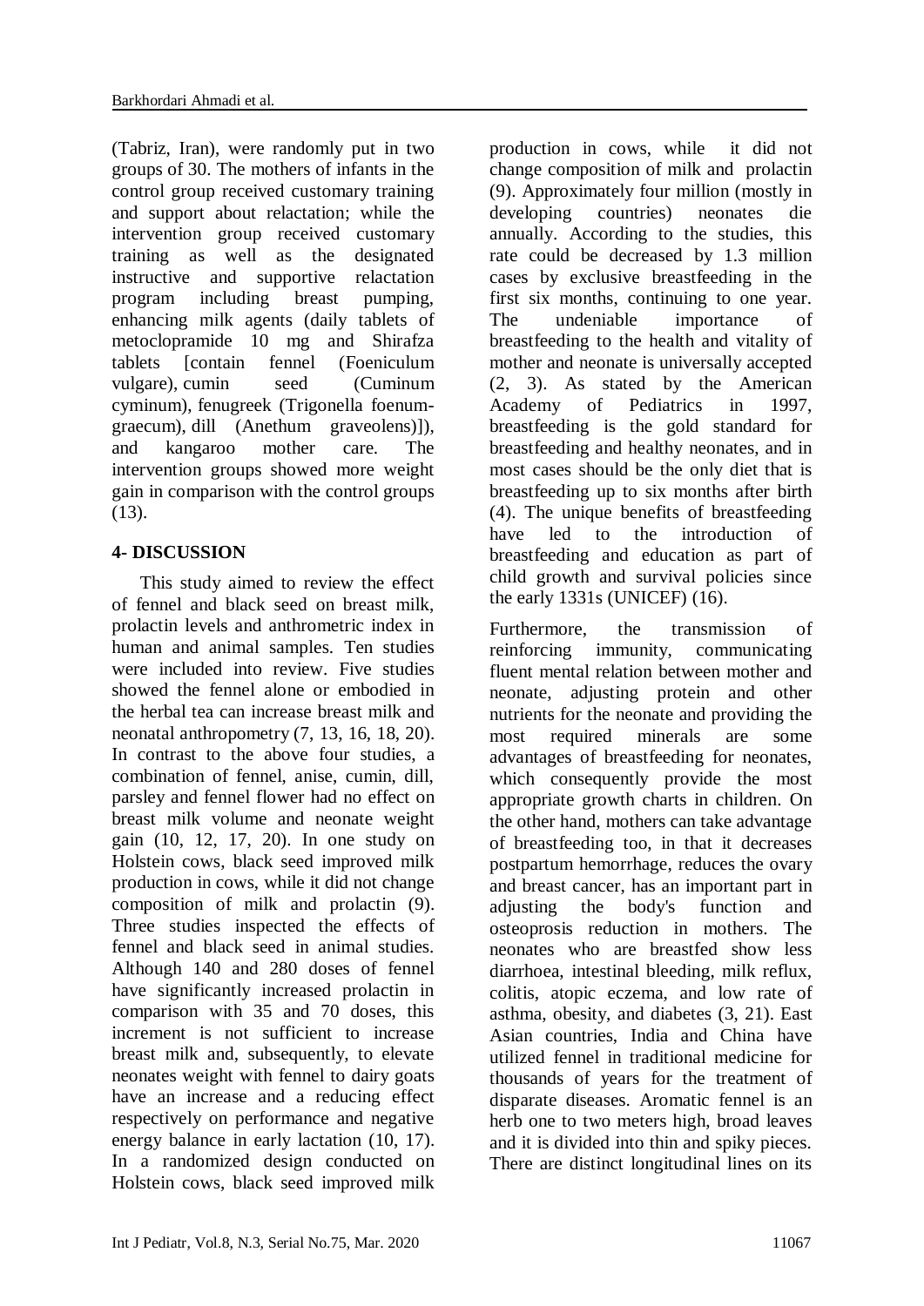(Tabriz, Iran), were randomly put in two groups of 30. The mothers of infants in the control group received customary training and support about relactation; while the intervention group received customary training as well as the designated instructive and supportive relactation program including breast pumping, enhancing milk agents (daily tablets of metoclopramide 10 mg and Shirafza tablets [contain fennel (Foeniculum vulgare), cumin seed (Cuminum cyminum), fenugreek (Trigonella foenum-graecum), dill (Anethum graveolens)]), and kangaroo mother care. The intervention groups showed more weight gain in comparison with the control groups (13).

## 4- DISCUSSION

This study aimed to review the effect of fennel and black seed on breast milk, prolactin levels and anthrometric index in human and animal samples. Ten studies were included into review. Five studies showed the fennel alone or embodied in the herbal tea can increase breast milk and neonatal anthropometry (7, 13, 16, 18, 20). In contrast to the above four studies, a combination of fennel, anise, cumin, dill, parsley and fennel flower had no effect on breast milk volume and neonate weight gain (10, 12, 17, 20). In one study on Holstein cows, black seed improved milk production in cows, while it did not change composition of milk and prolactin (9). Three studies inspected the effects of fennel and black seed in animal studies. Although 140 and 280 doses of fennel have significantly increased prolactin in comparison with 35 and 70 doses, this increment is not sufficient to increase breast milk and, subsequently, to elevate neonates weight with fennel to dairy goats have an increase and a reducing effect respectively on performance and negative energy balance in early lactation (10, 17). In a randomized design conducted on Holstein cows, black seed improved milk production in cows, while it did not change composition of milk and prolactin (9). Approximately four million (mostly in developing countries) neonates die annually. According to the studies, this rate could be decreased by 1.3 million cases by exclusive breastfeeding in the first six months, continuing to one year. The undeniable importance of breastfeeding to the health and vitality of mother and neonate is universally accepted (2, 3). As stated by the American Academy of Pediatrics in 1997, breastfeeding is the gold standard for breastfeeding and healthy neonates, and in most cases should be the only diet that is breastfeeding up to six months after birth (4). The unique benefits of breastfeeding have led to the introduction of breastfeeding and education as part of child growth and survival policies since the early 1331s (UNICEF) (16).

Furthermore, the transmission of reinforcing immunity, communicating fluent mental relation between mother and neonate, adjusting protein and other nutrients for the neonate and providing the most required minerals are some advantages of breastfeeding for neonates, which consequently provide the most appropriate growth charts in children. On the other hand, mothers can take advantage of breastfeeding too, in that it decreases postpartum hemorrhage, reduces the ovary and breast cancer, has an important part in adjusting the body's function and osteoprosis reduction in mothers. The neonates who are breastfed show less diarrhoea, intestinal bleeding, milk reflux, colitis, atopic eczema, and low rate of asthma, obesity, and diabetes (3, 21). East Asian countries, India and China have utilized fennel in traditional medicine for thousands of years for the treatment of disparate diseases. Aromatic fennel is an herb one to two meters high, broad leaves and it is divided into thin and spiky pieces. There are distinct longitudinal lines on its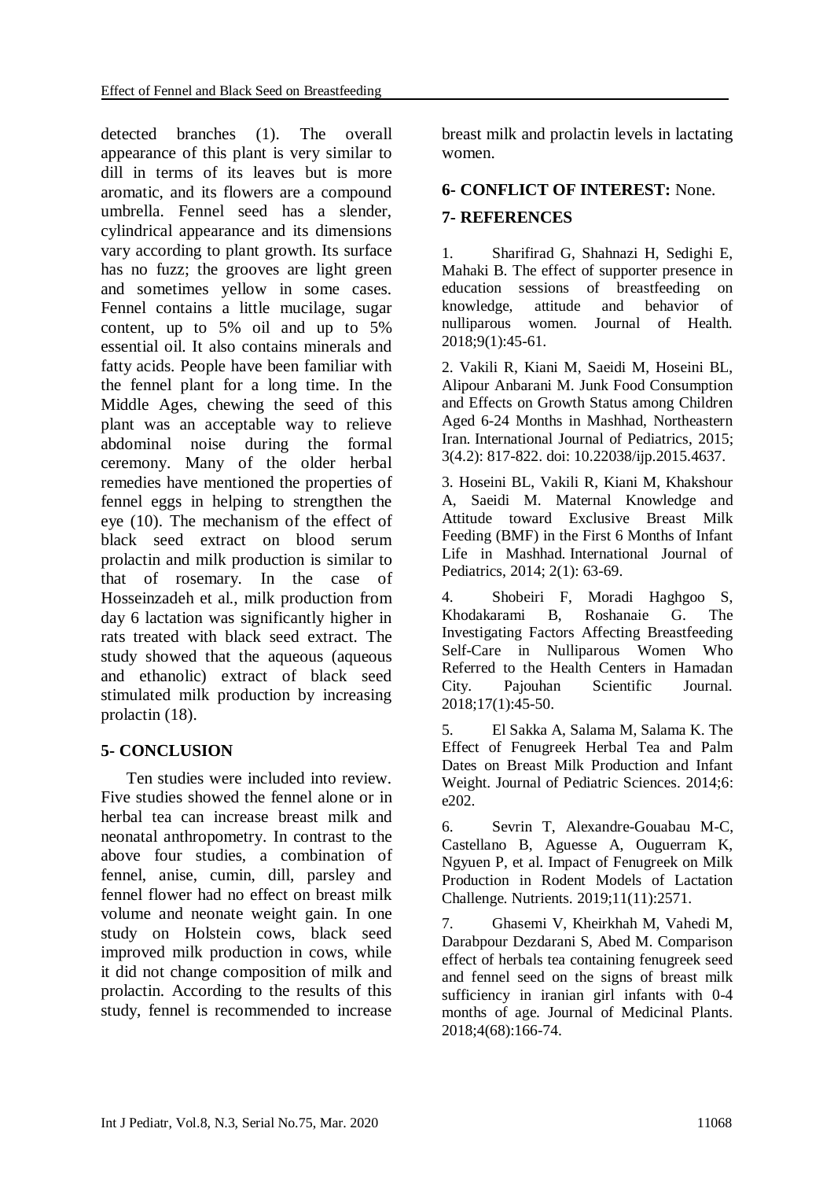detected branches (1). The overall appearance of this plant is very similar to dill in terms of its leaves but is more aromatic, and its flowers are a compound umbrella. Fennel seed has a slender, cylindrical appearance and its dimensions vary according to plant growth. Its surface has no fuzz; the grooves are light green and sometimes yellow in some cases. Fennel contains a little mucilage, sugar content, up to 5% oil and up to 5% essential oil. It also contains minerals and fatty acids. People have been familiar with the fennel plant for a long time. In the Middle Ages, chewing the seed of this plant was an acceptable way to relieve abdominal noise during the formal ceremony. Many of the older herbal remedies have mentioned the properties of fennel eggs in helping to strengthen the eye (10). The mechanism of the effect of black seed extract on blood serum prolactin and milk production is similar to that of rosemary. In the case of Hosseinzadeh et al., milk production from day 6 lactation was significantly higher in rats treated with black seed extract. The study showed that the aqueous (aqueous and ethanolic) extract of black seed stimulated milk production by increasing prolactin (18).

## 5- CONCLUSION

Ten studies were included into review. Five studies showed the fennel alone or in herbal tea can increase breast milk and neonatal anthropometry. In contrast to the above four studies, a combination of fennel, anise, cumin, dill, parsley and fennel flower had no effect on breast milk volume and neonate weight gain. In one study on Holstein cows, black seed improved milk production in cows, while it did not change composition of milk and prolactin. According to the results of this study, fennel is recommended to increase breast milk and prolactin levels in lactating women.

## 6- CONFLICT OF INTEREST: None.

## 7- REFERENCES

1. Sharifirad G, Shahnazi H, Sedighi E, Mahaki B. The effect of supporter presence in education sessions of breastfeeding on knowledge, attitude and behavior of nulliparous women. Journal of Health. 2018;9(1):45-61.

2. Vakili R, Kiani M, Saeidi M, Hoseini BL, Alipour Anbarani M. Junk Food Consumption and Effects on Growth Status among Children Aged 6-24 Months in Mashhad, Northeastern Iran. International Journal of Pediatrics, 2015; 3(4.2): 817-822. doi: 10.22038/ijp.2015.4637.

3. Hoseini BL, Vakili R, Kiani M, Khakshour A, Saeidi M. Maternal Knowledge and Attitude toward Exclusive Breast Milk Feeding (BMF) in the First 6 Months of Infant Life in Mashhad. International Journal of Pediatrics, 2014; 2(1): 63-69.

4. Shobeiri F, Moradi Haghgoo S, Khodakarami B, Roshanaie G. The Investigating Factors Affecting Breastfeeding Self-Care in Nulliparous Women Who Referred to the Health Centers in Hamadan City. Pajouhan Scientific Journal. 2018;17(1):45-50.

5. El Sakka A, Salama M, Salama K. The Effect of Fenugreek Herbal Tea and Palm Dates on Breast Milk Production and Infant Weight. Journal of Pediatric Sciences. 2014;6: e202.

6. Sevrin T, Alexandre-Gouabau M-C, Castellano B, Aguesse A, Ouguerram K, Ngyuen P, et al. Impact of Fenugreek on Milk Production in Rodent Models of Lactation Challenge. Nutrients. 2019;11(11):2571.

7. Ghasemi V, Kheirkhah M, Vahedi M, Darabpour Dezdarani S, Abed M. Comparison effect of herbals tea containing fenugreek seed and fennel seed on the signs of breast milk sufficiency in iranian girl infants with 0-4 months of age. Journal of Medicinal Plants. 2018;4(68):166-74.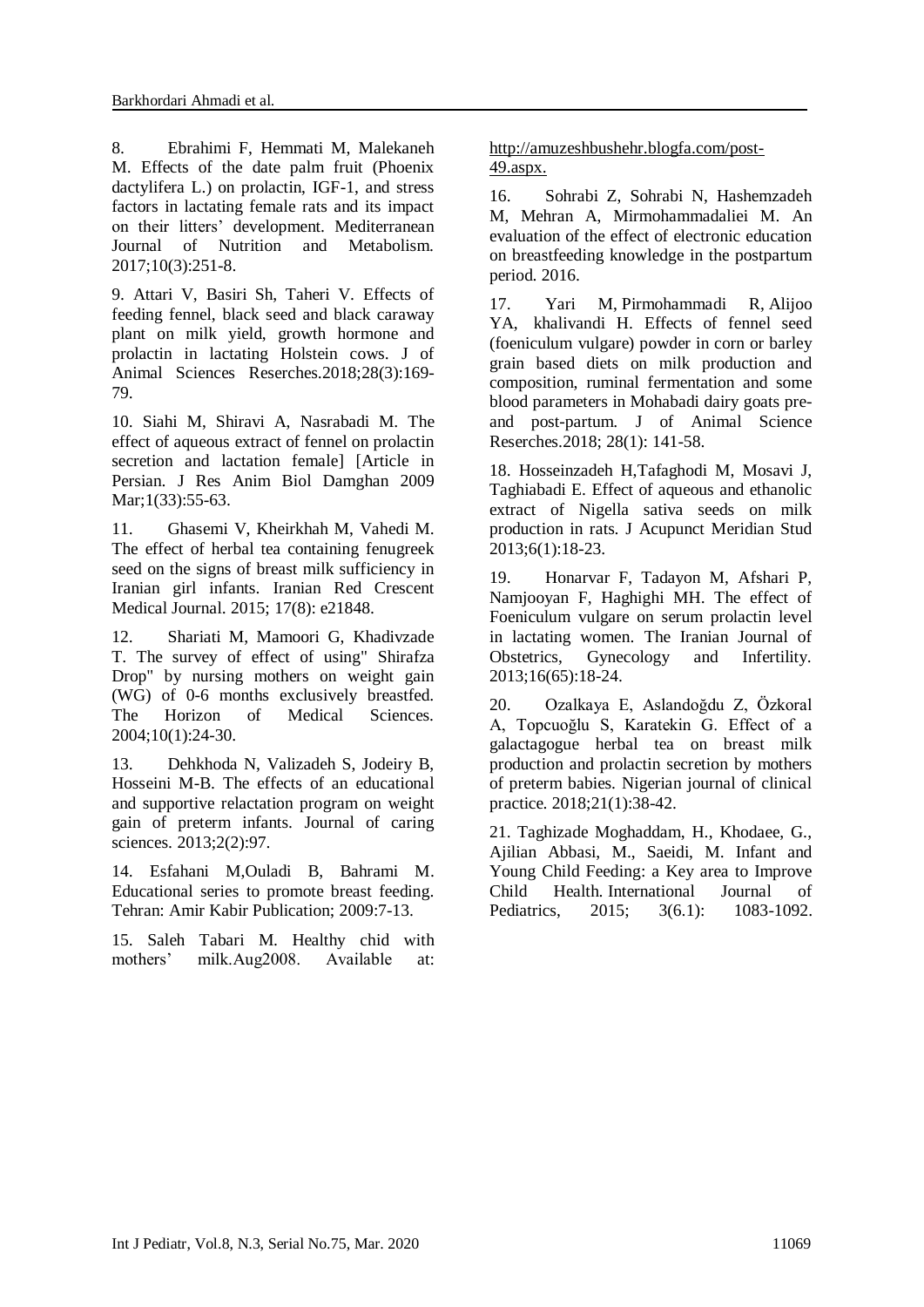8. Ebrahimi F, Hemmati M, Malekaneh M. Effects of the date palm fruit (Phoenix dactylifera L.) on prolactin, IGF-1, and stress factors in lactating female rats and its impact on their litters' development. Mediterranean Journal of Nutrition and Metabolism. 2017;10(3):251-8.

9. Attari V, Basiri Sh, Taheri V. Effects of feeding fennel, black seed and black caraway plant on milk yield, growth hormone and prolactin in lactating Holstein cows. J of Animal Sciences Reserches.2018;28(3):169-79.

10. Siahi M, Shiravi A, Nasrabadi M. The effect of aqueous extract of fennel on prolactin secretion and lactation female] [Article in Persian. J Res Anim Biol Damghan 2009 Mar;1(33):55-63.

11. Ghasemi V, Kheirkhah M, Vahedi M. The effect of herbal tea containing fenugreek seed on the signs of breast milk sufficiency in Iranian girl infants. Iranian Red Crescent Medical Journal. 2015; 17(8): e21848.

12. Shariati M, Mamoori G, Khadivzade T. The survey of effect of using" Shirafza Drop" by nursing mothers on weight gain (WG) of 0-6 months exclusively breastfed. The Horizon of Medical Sciences. 2004;10(1):24-30.

13. Dehkhoda N, Valizadeh S, Jodeiry B, Hosseini M-B. The effects of an educational and supportive relactation program on weight gain of preterm infants. Journal of caring sciences. 2013;2(2):97.

14. Esfahani M,Ouladi B, Bahrami M. Educational series to promote breast feeding. Tehran: Amir Kabir Publication; 2009:7-13.

15. Saleh Tabari M. Healthy chid with mothers' milk.Aug2008. Available at: http://amuzeshbushehr.blogfa.com/post-49.aspx.

16. Sohrabi Z, Sohrabi N, Hashemzadeh M, Mehran A, Mirmohammadaliei M. An evaluation of the effect of electronic education on breastfeeding knowledge in the postpartum period. 2016.

17. Yari M, Pirmohammadi R, Alijoo YA, khalivandi H. Effects of fennel seed (foeniculum vulgare) powder in corn or barley grain based diets on milk production and composition, ruminal fermentation and some blood parameters in Mohabadi dairy goats pre- and post-partum. J of Animal Science Reserches.2018; 28(1): 141-58.

18. Hosseinzadeh H,Tafaghodi M, Mosavi J, Taghiabadi E. Effect of aqueous and ethanolic extract of Nigella sativa seeds on milk production in rats. J Acupunct Meridian Stud 2013;6(1):18-23.

19. Honarvar F, Tadayon M, Afshari P, Namjooyan F, Haghighi MH. The effect of Foeniculum vulgare on serum prolactin level in lactating women. The Iranian Journal of Obstetrics, Gynecology and Infertility. 2013;16(65):18-24.

20. Ozalkaya E, Aslandoğdu Z, Özkoral A, Topcuoğlu S, Karatekin G. Effect of a galactagogue herbal tea on breast milk production and prolactin secretion by mothers of preterm babies. Nigerian journal of clinical practice. 2018;21(1):38-42.

21. Taghizade Moghaddam, H., Khodaee, G., Ajilian Abbasi, M., Saeidi, M. Infant and Young Child Feeding: a Key area to Improve Child Health. International Journal of Pediatrics, 2015; 3(6.1): 1083-1092.